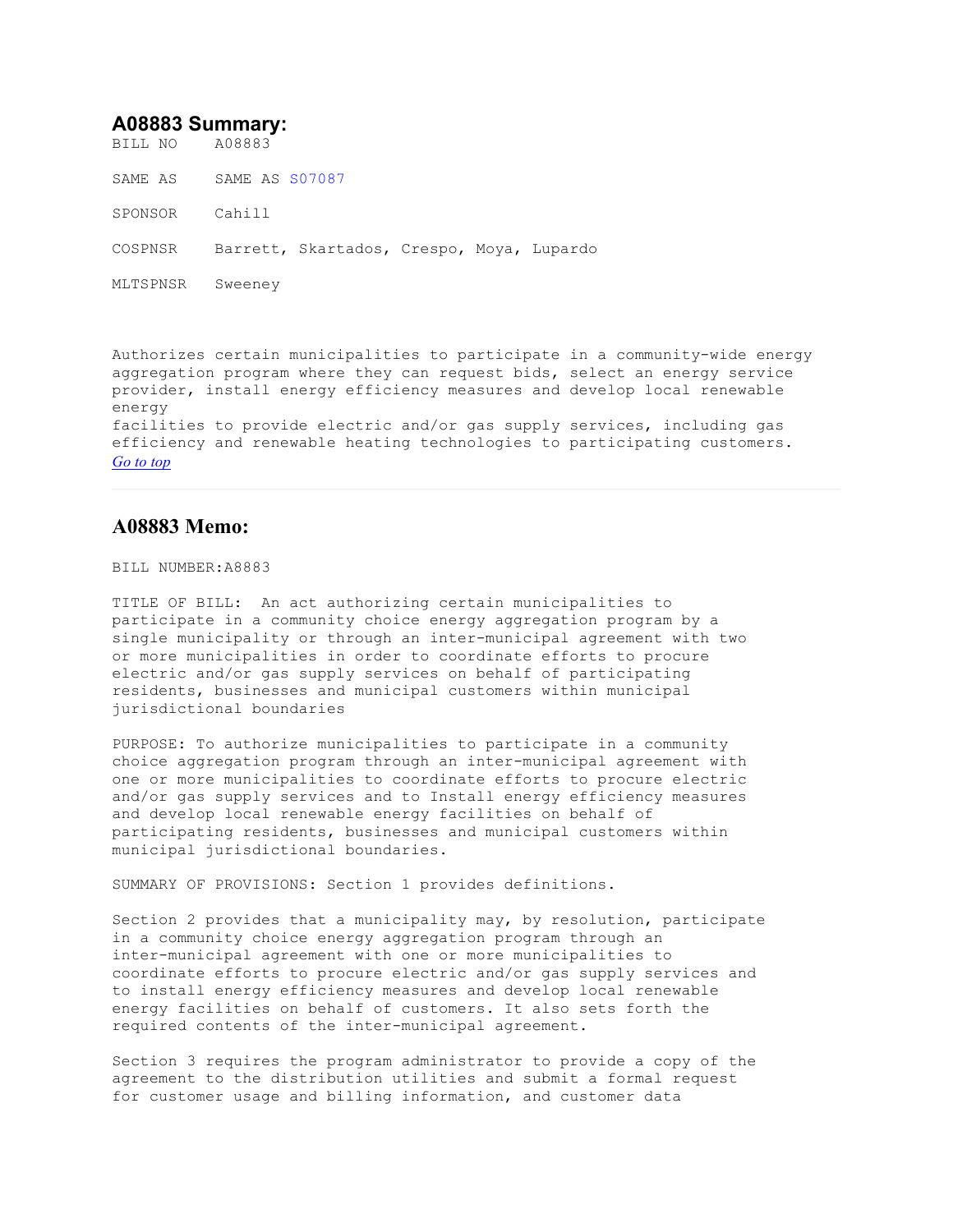## A08883 Summary:

BILL NO A08883

SAME AS SAME AS S07087

SPONSOR Cahill

COSPNSR Barrett, Skartados, Crespo, Moya, Lupardo

MLTSPNSR Sweeney

Authorizes certain municipalities to participate in a community-wide energy aggregation program where they can request bids, select an energy service provider, install energy efficiency measures and develop local renewable energy facilities to provide electric and/or gas supply services, including gas efficiency and renewable heating technologies to participating customers.

*Go to top*

---

## A08883 Memo:

BILL NUMBER:A8883

TITLE OF BILL: An act authorizing certain municipalities to participate in a community choice energy aggregation program by a single municipality or through an inter-municipal agreement with two or more municipalities in order to coordinate efforts to procure electric and/or gas supply services on behalf of participating residents, businesses and municipal customers within municipal jurisdictional boundaries

PURPOSE: To authorize municipalities to participate in a community choice aggregation program through an inter-municipal agreement with one or more municipalities to coordinate efforts to procure electric and/or gas supply services and to Install energy efficiency measures and develop local renewable energy facilities on behalf of participating residents, businesses and municipal customers within municipal jurisdictional boundaries.

SUMMARY OF PROVISIONS: Section 1 provides definitions.

Section 2 provides that a municipality may, by resolution, participate in a community choice energy aggregation program through an inter-municipal agreement with one or more municipalities to coordinate efforts to procure electric and/or gas supply services and to install energy efficiency measures and develop local renewable energy facilities on behalf of customers. It also sets forth the required contents of the inter-municipal agreement.

Section 3 requires the program administrator to provide a copy of the agreement to the distribution utilities and submit a formal request for customer usage and billing information, and customer data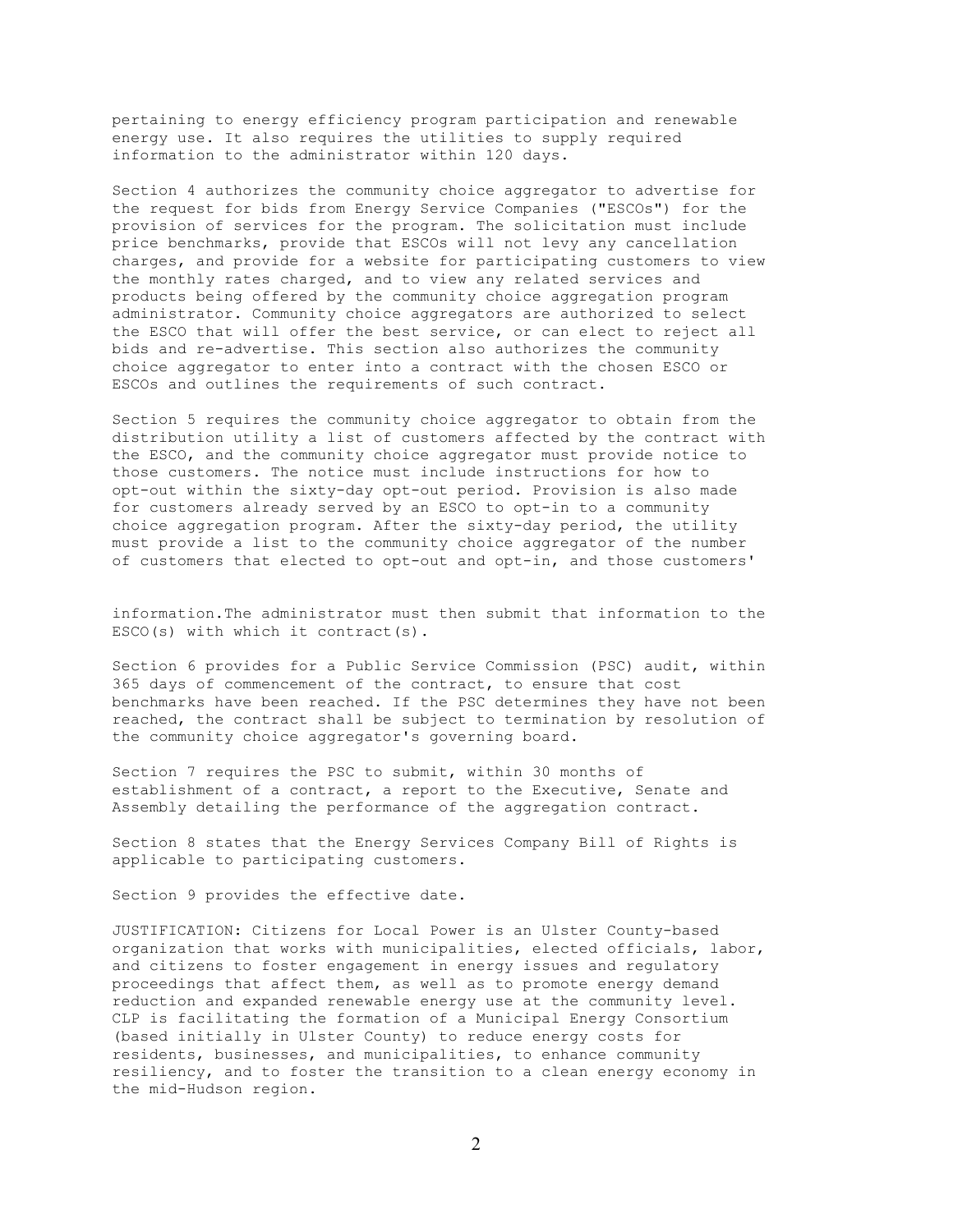pertaining to energy efficiency program participation and renewable energy use. It also requires the utilities to supply required information to the administrator within 120 days.

Section 4 authorizes the community choice aggregator to advertise for the request for bids from Energy Service Companies ("ESCOs") for the provision of services for the program. The solicitation must include price benchmarks, provide that ESCOs will not levy any cancellation charges, and provide for a website for participating customers to view the monthly rates charged, and to view any related services and products being offered by the community choice aggregation program administrator. Community choice aggregators are authorized to select the ESCO that will offer the best service, or can elect to reject all bids and re-advertise. This section also authorizes the community choice aggregator to enter into a contract with the chosen ESCO or ESCOs and outlines the requirements of such contract.

Section 5 requires the community choice aggregator to obtain from the distribution utility a list of customers affected by the contract with the ESCO, and the community choice aggregator must provide notice to those customers. The notice must include instructions for how to opt-out within the sixty-day opt-out period. Provision is also made for customers already served by an ESCO to opt-in to a community choice aggregation program. After the sixty-day period, the utility must provide a list to the community choice aggregator of the number of customers that elected to opt-out and opt-in, and those customers' information.The administrator must then submit that information to the ESCO(s) with which it contract(s).

Section 6 provides for a Public Service Commission (PSC) audit, within 365 days of commencement of the contract, to ensure that cost benchmarks have been reached. If the PSC determines they have not been reached, the contract shall be subject to termination by resolution of the community choice aggregator's governing board.

Section 7 requires the PSC to submit, within 30 months of establishment of a contract, a report to the Executive, Senate and Assembly detailing the performance of the aggregation contract.

Section 8 states that the Energy Services Company Bill of Rights is applicable to participating customers.

Section 9 provides the effective date.

JUSTIFICATION: Citizens for Local Power is an Ulster County-based organization that works with municipalities, elected officials, labor, and citizens to foster engagement in energy issues and regulatory proceedings that affect them, as well as to promote energy demand reduction and expanded renewable energy use at the community level. CLP is facilitating the formation of a Municipal Energy Consortium (based initially in Ulster County) to reduce energy costs for residents, businesses, and municipalities, to enhance community resiliency, and to foster the transition to a clean energy economy in the mid-Hudson region.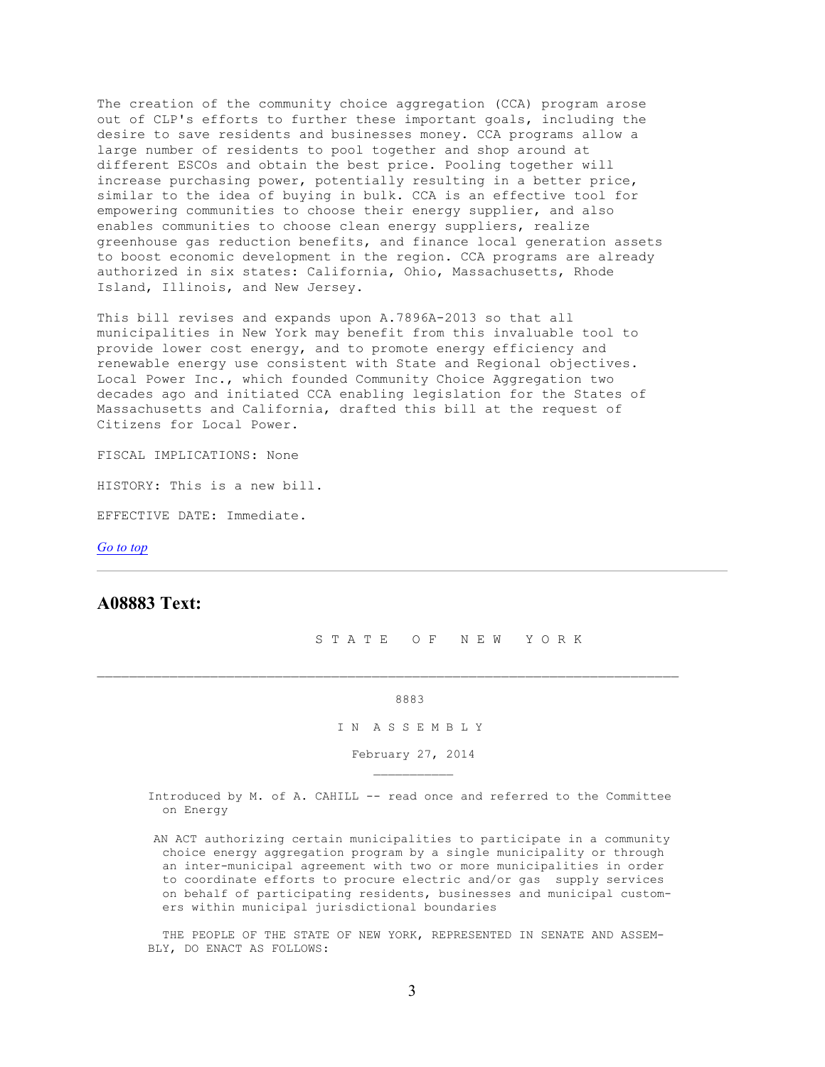The creation of the community choice aggregation (CCA) program arose out of CLP's efforts to further these important goals, including the desire to save residents and businesses money. CCA programs allow a large number of residents to pool together and shop around at different ESCOs and obtain the best price. Pooling together will increase purchasing power, potentially resulting in a better price, similar to the idea of buying in bulk. CCA is an effective tool for empowering communities to choose their energy supplier, and also enables communities to choose clean energy suppliers, realize greenhouse gas reduction benefits, and finance local generation assets to boost economic development in the region. CCA programs are already authorized in six states: California, Ohio, Massachusetts, Rhode Island, Illinois, and New Jersey.

This bill revises and expands upon A.7896A-2013 so that all municipalities in New York may benefit from this invaluable tool to provide lower cost energy, and to promote energy efficiency and renewable energy use consistent with State and Regional objectives. Local Power Inc., which founded Community Choice Aggregation two decades ago and initiated CCA enabling legislation for the States of Massachusetts and California, drafted this bill at the request of Citizens for Local Power.

FISCAL IMPLICATIONS: None

HISTORY: This is a new bill.

EFFECTIVE DATE: Immediate.

*Go to top*

---

## A08883 Text:

S T A T E   O F   N E W   Y O R K

---

8883

I N   A S S E M B L Y

February 27, 2014

---

Introduced by M. of A. CAHILL -- read once and referred to the Committee on Energy

AN ACT authorizing certain municipalities to participate in a community choice energy aggregation program by a single municipality or through an inter-municipal agreement with two or more municipalities in order to coordinate efforts to procure electric and/or gas supply services on behalf of participating residents, businesses and municipal customers within municipal jurisdictional boundaries

THE PEOPLE OF THE STATE OF NEW YORK, REPRESENTED IN SENATE AND ASSEMBLY, DO ENACT AS FOLLOWS: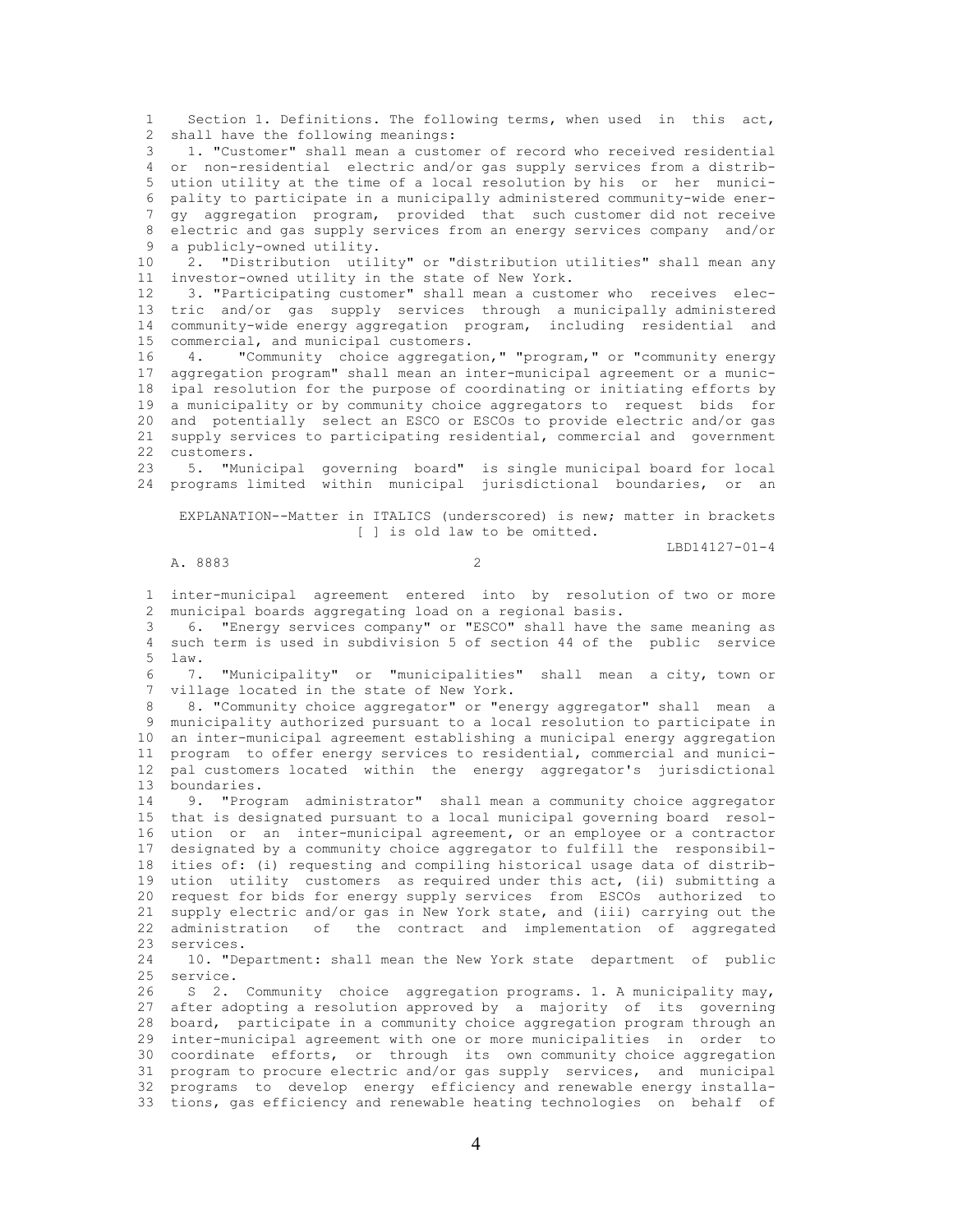Section 1. Definitions. The following terms, when used in this act, shall have the following meanings:

1. "Customer" shall mean a customer of record who received residential or non-residential electric and/or gas supply services from a distribution utility at the time of a local resolution by his or her municipality to participate in a municipally administered community-wide energy aggregation program, provided that such customer did not receive electric and gas supply services from an energy services company and/or a publicly-owned utility.

2. "Distribution utility" or "distribution utilities" shall mean any investor-owned utility in the state of New York.

3. "Participating customer" shall mean a customer who receives electric and/or gas supply services through a municipally administered community-wide energy aggregation program, including residential and commercial, and municipal customers.

4. "Community choice aggregation," "program," or "community energy aggregation program" shall mean an inter-municipal agreement or a municipal resolution for the purpose of coordinating or initiating efforts by a municipality or by community choice aggregators to request bids for and potentially select an ESCO or ESCOs to provide electric and/or gas supply services to participating residential, commercial and government customers.

5. "Municipal governing board" is single municipal board for local programs limited within municipal jurisdictional boundaries, or an

EXPLANATION--Matter in ITALICS (underscored) is new; matter in brackets [ ] is old law to be omitted.

LBD14127-01-4

inter-municipal agreement entered into by resolution of two or more municipal boards aggregating load on a regional basis.

6. "Energy services company" or "ESCO" shall have the same meaning as such term is used in subdivision 5 of section 44 of the public service law.

7. "Municipality" or "municipalities" shall mean a city, town or village located in the state of New York.

8. "Community choice aggregator" or "energy aggregator" shall mean a municipality authorized pursuant to a local resolution to participate in an inter-municipal agreement establishing a municipal energy aggregation program to offer energy services to residential, commercial and municipal customers located within the energy aggregator's jurisdictional boundaries.

9. "Program administrator" shall mean a community choice aggregator that is designated pursuant to a local municipal governing board resolution or an inter-municipal agreement, or an employee or a contractor designated by a community choice aggregator to fulfill the responsibilities of: (i) requesting and compiling historical usage data of distribution utility customers as required under this act, (ii) submitting a request for bids for energy supply services from ESCOs authorized to supply electric and/or gas in New York state, and (iii) carrying out the administration of the contract and implementation of aggregated services.

10. "Department: shall mean the New York state department of public service.

S 2. Community choice aggregation programs. 1. A municipality may, after adopting a resolution approved by a majority of its governing board, participate in a community choice aggregation program through an inter-municipal agreement with one or more municipalities in order to coordinate efforts, or through its own community choice aggregation program to procure electric and/or gas supply services, and municipal programs to develop energy efficiency and renewable energy installations, gas efficiency and renewable heating technologies on behalf of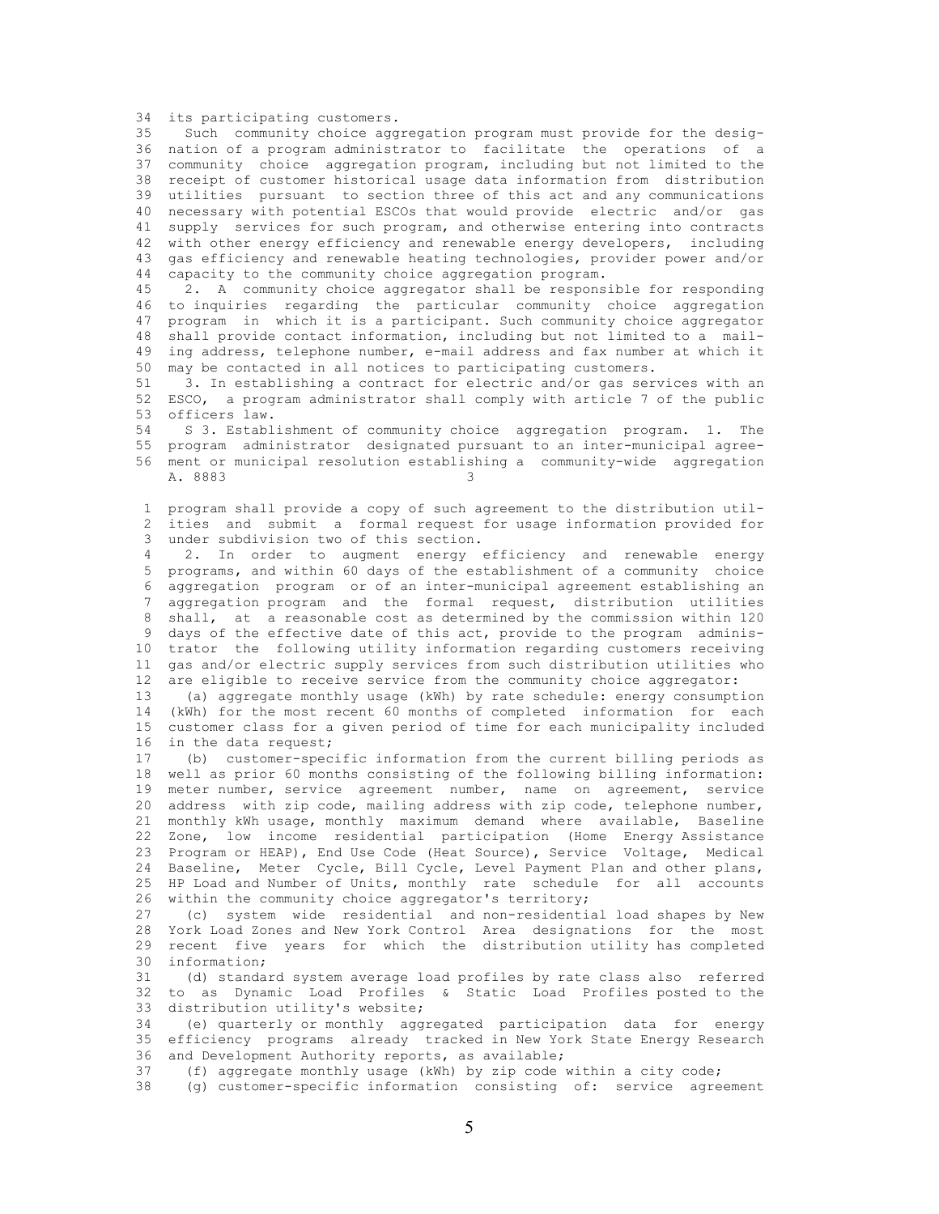its participating customers.

Such community choice aggregation program must provide for the designation of a program administrator to facilitate the operations of a community choice aggregation program, including but not limited to the receipt of customer historical usage data information from distribution utilities pursuant to section three of this act and any communications necessary with potential ESCOs that would provide electric and/or gas supply services for such program, and otherwise entering into contracts with other energy efficiency and renewable energy developers, including gas efficiency and renewable heating technologies, provider power and/or capacity to the community choice aggregation program.

2. A community choice aggregator shall be responsible for responding to inquiries regarding the particular community choice aggregation program in which it is a participant. Such community choice aggregator shall provide contact information, including but not limited to a mailing address, telephone number, e-mail address and fax number at which it may be contacted in all notices to participating customers.

3. In establishing a contract for electric and/or gas services with an ESCO, a program administrator shall comply with article 7 of the public officers law.

S 3. Establishment of community choice aggregation program. 1. The program administrator designated pursuant to an inter-municipal agreement or municipal resolution establishing a community-wide aggregation program shall provide a copy of such agreement to the distribution utilities and submit a formal request for usage information provided for under subdivision two of this section.

2. In order to augment energy efficiency and renewable energy programs, and within 60 days of the establishment of a community choice aggregation program or of an inter-municipal agreement establishing an aggregation program and the formal request, distribution utilities shall, at a reasonable cost as determined by the commission within 120 days of the effective date of this act, provide to the program administrator the following utility information regarding customers receiving gas and/or electric supply services from such distribution utilities who are eligible to receive service from the community choice aggregator:

(a) aggregate monthly usage (kWh) by rate schedule: energy consumption (kWh) for the most recent 60 months of completed information for each customer class for a given period of time for each municipality included in the data request;

(b) customer-specific information from the current billing periods as well as prior 60 months consisting of the following billing information: meter number, service agreement number, name on agreement, service address with zip code, mailing address with zip code, telephone number, monthly kWh usage, monthly maximum demand where available, Baseline Zone, low income residential participation (Home Energy Assistance Program or HEAP), End Use Code (Heat Source), Service Voltage, Medical Baseline, Meter Cycle, Bill Cycle, Level Payment Plan and other plans, HP Load and Number of Units, monthly rate schedule for all accounts within the community choice aggregator's territory;

(c) system wide residential and non-residential load shapes by New York Load Zones and New York Control Area designations for the most recent five years for which the distribution utility has completed information;

(d) standard system average load profiles by rate class also referred to as Dynamic Load Profiles & Static Load Profiles posted to the distribution utility's website;

(e) quarterly or monthly aggregated participation data for energy efficiency programs already tracked in New York State Energy Research and Development Authority reports, as available;

(f) aggregate monthly usage (kWh) by zip code within a city code;

(g) customer-specific information consisting of: service agreement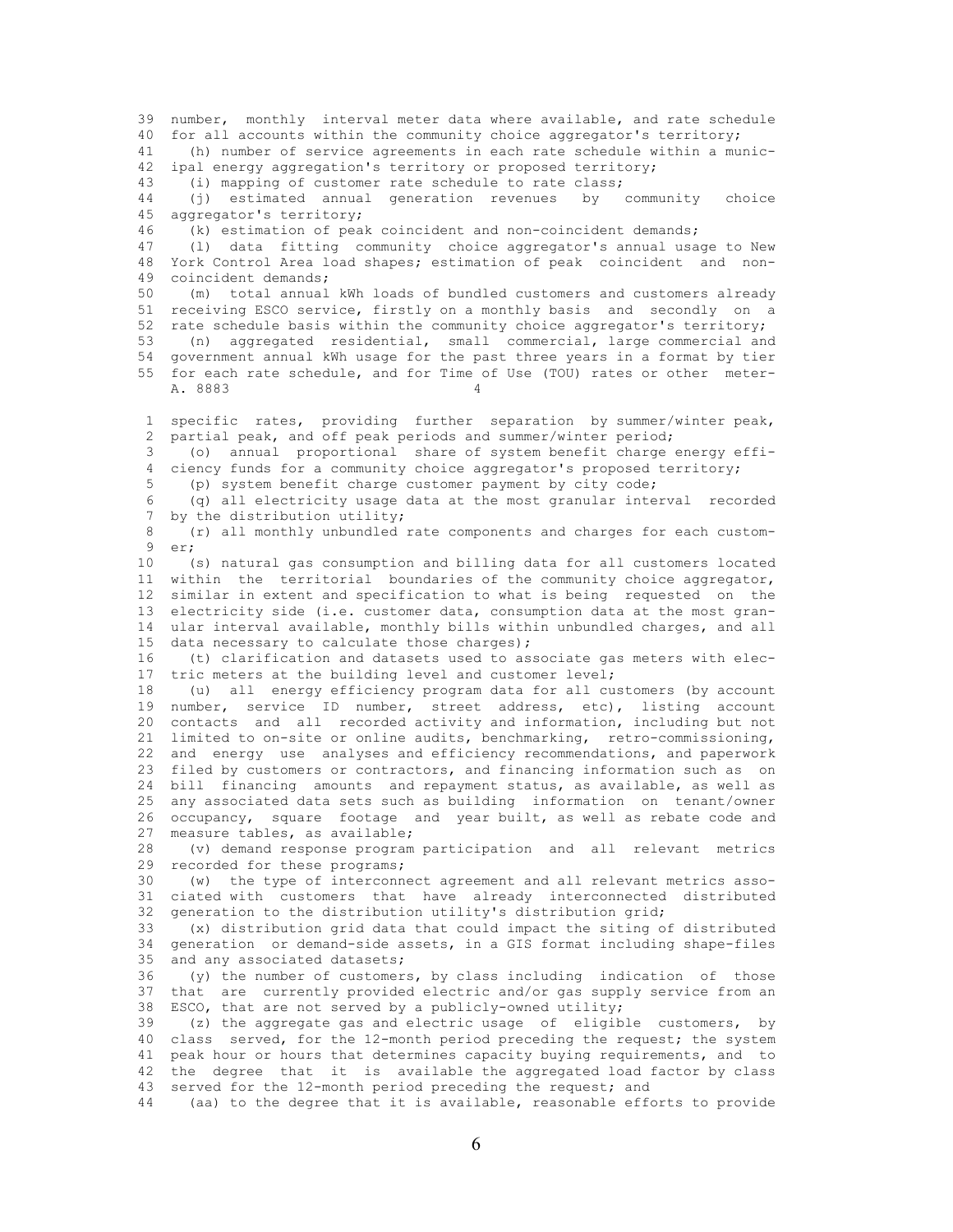number, monthly interval meter data where available, and rate schedule for all accounts within the community choice aggregator's territory;

(h) number of service agreements in each rate schedule within a municipal energy aggregation's territory or proposed territory;

(i) mapping of customer rate schedule to rate class;

(j) estimated annual generation revenues by community choice aggregator's territory;

(k) estimation of peak coincident and non-coincident demands;

(l) data fitting community choice aggregator's annual usage to New York Control Area load shapes; estimation of peak coincident and non-coincident demands;

(m) total annual kWh loads of bundled customers and customers already receiving ESCO service, firstly on a monthly basis and secondly on a rate schedule basis within the community choice aggregator's territory;

(n) aggregated residential, small commercial, large commercial and government annual kWh usage for the past three years in a format by tier for each rate schedule, and for Time of Use (TOU) rates or other meter-specific rates, providing further separation by summer/winter peak, partial peak, and off peak periods and summer/winter period;

(o) annual proportional share of system benefit charge energy efficiency funds for a community choice aggregator's proposed territory;

(p) system benefit charge customer payment by city code;

(q) all electricity usage data at the most granular interval recorded by the distribution utility;

(r) all monthly unbundled rate components and charges for each customer;

(s) natural gas consumption and billing data for all customers located within the territorial boundaries of the community choice aggregator, similar in extent and specification to what is being requested on the electricity side (i.e. customer data, consumption data at the most granular interval available, monthly bills within unbundled charges, and all data necessary to calculate those charges);

(t) clarification and datasets used to associate gas meters with electric meters at the building level and customer level;

(u) all energy efficiency program data for all customers (by account number, service ID number, street address, etc), listing account contacts and all recorded activity and information, including but not limited to on-site or online audits, benchmarking, retro-commissioning, and energy use analyses and efficiency recommendations, and paperwork filed by customers or contractors, and financing information such as on bill financing amounts and repayment status, as available, as well as any associated data sets such as building information on tenant/owner occupancy, square footage and year built, as well as rebate code and measure tables, as available;

(v) demand response program participation and all relevant metrics recorded for these programs;

(w) the type of interconnect agreement and all relevant metrics associated with customers that have already interconnected distributed generation to the distribution utility's distribution grid;

(x) distribution grid data that could impact the siting of distributed generation or demand-side assets, in a GIS format including shape-files and any associated datasets;

(y) the number of customers, by class including indication of those that are currently provided electric and/or gas supply service from an ESCO, that are not served by a publicly-owned utility;

(z) the aggregate gas and electric usage of eligible customers, by class served, for the 12-month period preceding the request; the system peak hour or hours that determines capacity buying requirements, and to the degree that it is available the aggregated load factor by class served for the 12-month period preceding the request; and

(aa) to the degree that it is available, reasonable efforts to provide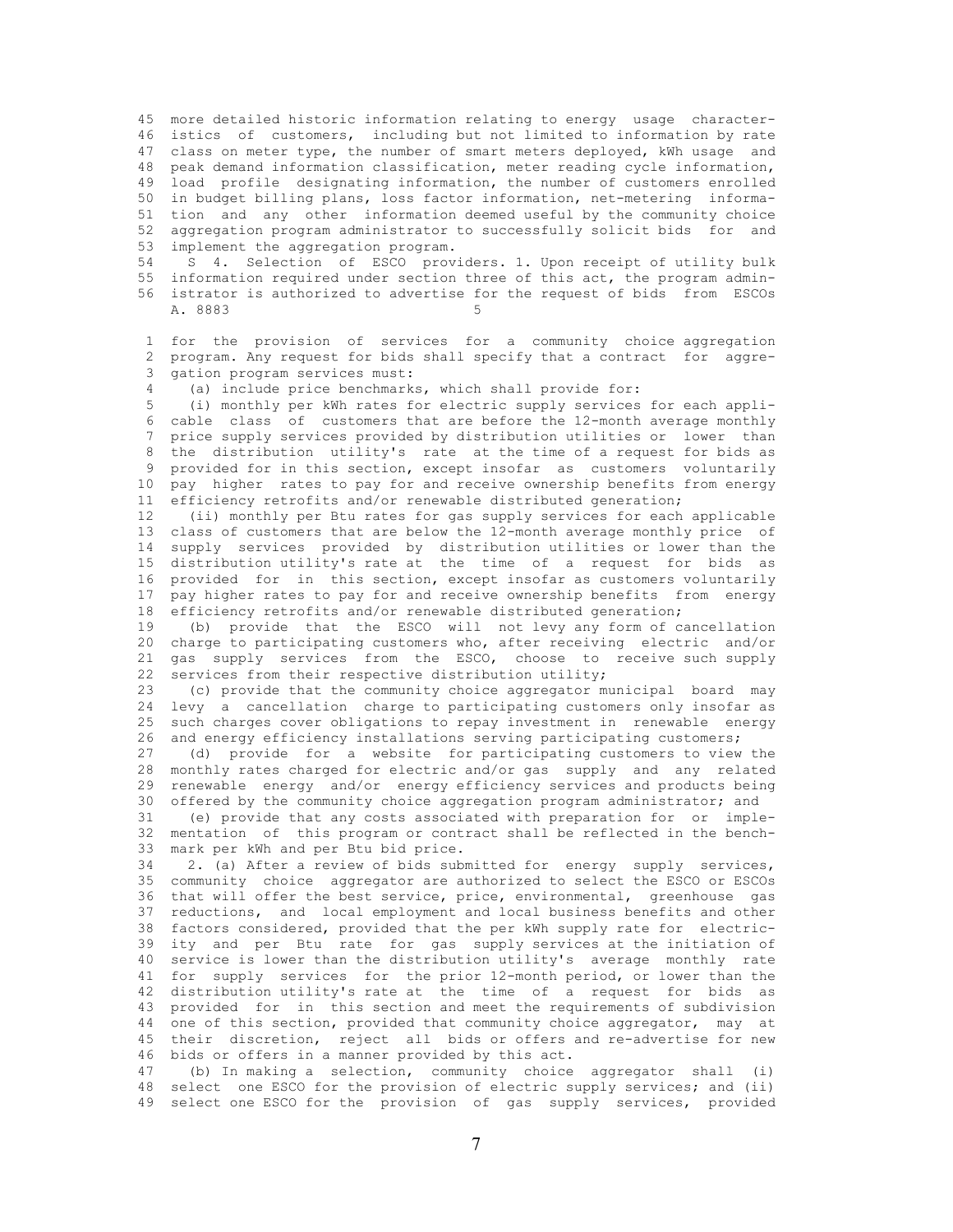more detailed historic information relating to energy usage characteristics of customers, including but not limited to information by rate class on meter type, the number of smart meters deployed, kWh usage and peak demand information classification, meter reading cycle information, load profile designating information, the number of customers enrolled in budget billing plans, loss factor information, net-metering information and any other information deemed useful by the community choice aggregation program administrator to successfully solicit bids for and implement the aggregation program.

S 4. Selection of ESCO providers. 1. Upon receipt of utility bulk information required under section three of this act, the program administrator is authorized to advertise for the request of bids from ESCOs for the provision of services for a community choice aggregation program. Any request for bids shall specify that a contract for aggregation program services must:

(a) include price benchmarks, which shall provide for:

(i) monthly per kWh rates for electric supply services for each applicable class of customers that are before the 12-month average monthly price supply services provided by distribution utilities or lower than the distribution utility's rate at the time of a request for bids as provided for in this section, except insofar as customers voluntarily pay higher rates to pay for and receive ownership benefits from energy efficiency retrofits and/or renewable distributed generation;

(ii) monthly per Btu rates for gas supply services for each applicable class of customers that are below the 12-month average monthly price of supply services provided by distribution utilities or lower than the distribution utility's rate at the time of a request for bids as provided for in this section, except insofar as customers voluntarily pay higher rates to pay for and receive ownership benefits from energy efficiency retrofits and/or renewable distributed generation;

(b) provide that the ESCO will not levy any form of cancellation charge to participating customers who, after receiving electric and/or gas supply services from the ESCO, choose to receive such supply services from their respective distribution utility;

(c) provide that the community choice aggregator municipal board may levy a cancellation charge to participating customers only insofar as such charges cover obligations to repay investment in renewable energy and energy efficiency installations serving participating customers;

(d) provide for a website for participating customers to view the monthly rates charged for electric and/or gas supply and any related renewable energy and/or energy efficiency services and products being offered by the community choice aggregation program administrator; and

(e) provide that any costs associated with preparation for or implementation of this program or contract shall be reflected in the benchmark per kWh and per Btu bid price.

2. (a) After a review of bids submitted for energy supply services, community choice aggregator are authorized to select the ESCO or ESCOs that will offer the best service, price, environmental, greenhouse gas reductions, and local employment and local business benefits and other factors considered, provided that the per kWh supply rate for electricity and per Btu rate for gas supply services at the initiation of service is lower than the distribution utility's average monthly rate for supply services for the prior 12-month period, or lower than the distribution utility's rate at the time of a request for bids as provided for in this section and meet the requirements of subdivision one of this section, provided that community choice aggregator, may at their discretion, reject all bids or offers and re-advertise for new bids or offers in a manner provided by this act.

(b) In making a selection, community choice aggregator shall (i) select one ESCO for the provision of electric supply services; and (ii) select one ESCO for the provision of gas supply services, provided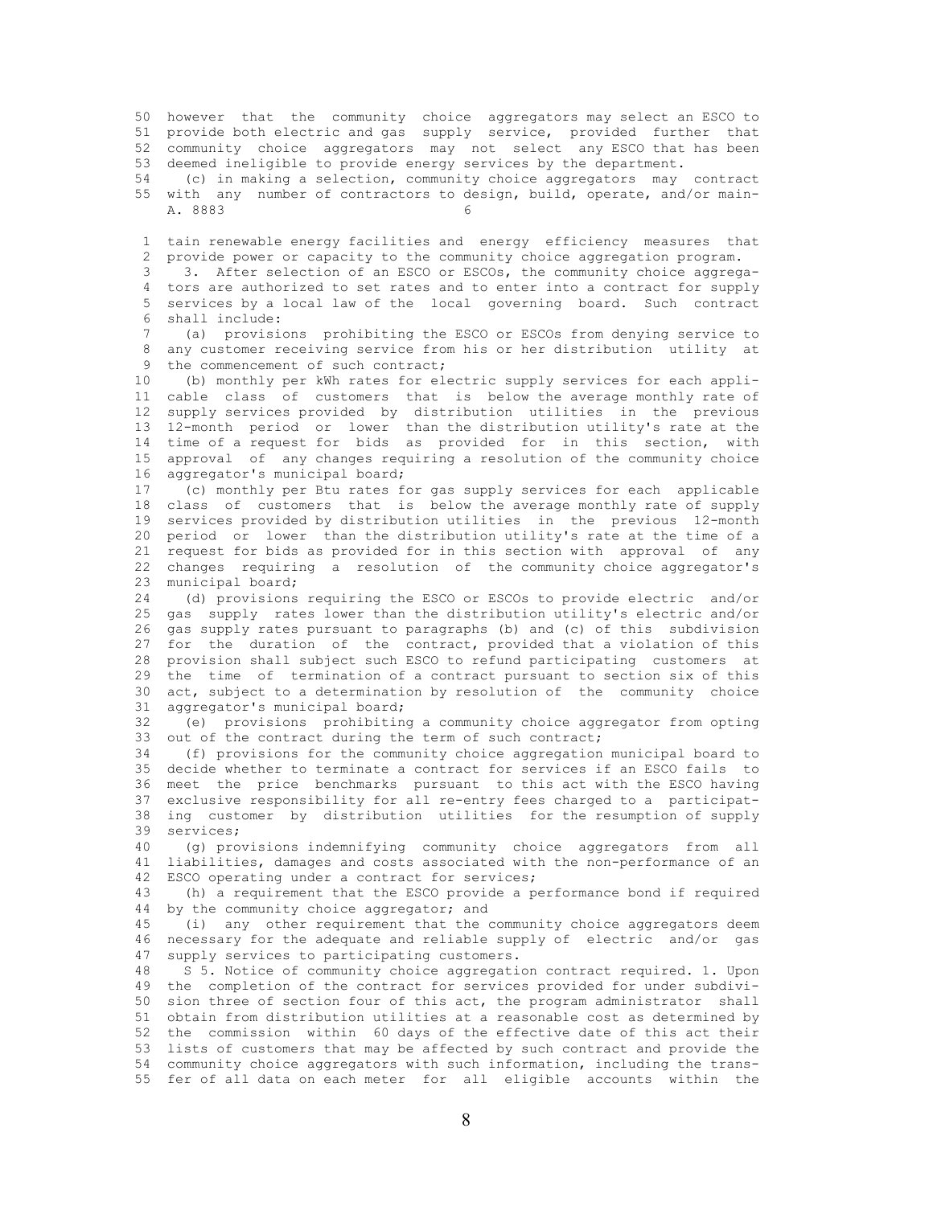however that the community choice aggregators may select an ESCO to provide both electric and gas supply service, provided further that community choice aggregators may not select any ESCO that has been deemed ineligible to provide energy services by the department.

(c) in making a selection, community choice aggregators may contract with any number of contractors to design, build, operate, and/or maintain renewable energy facilities and energy efficiency measures that provide power or capacity to the community choice aggregation program.

3. After selection of an ESCO or ESCOs, the community choice aggregators are authorized to set rates and to enter into a contract for supply services by a local law of the local governing board. Such contract shall include:

(a) provisions prohibiting the ESCO or ESCOs from denying service to any customer receiving service from his or her distribution utility at the commencement of such contract;

(b) monthly per kWh rates for electric supply services for each applicable class of customers that is below the average monthly rate of supply services provided by distribution utilities in the previous 12-month period or lower than the distribution utility's rate at the time of a request for bids as provided for in this section, with approval of any changes requiring a resolution of the community choice aggregator's municipal board;

(c) monthly per Btu rates for gas supply services for each applicable class of customers that is below the average monthly rate of supply services provided by distribution utilities in the previous 12-month period or lower than the distribution utility's rate at the time of a request for bids as provided for in this section with approval of any changes requiring a resolution of the community choice aggregator's municipal board;

(d) provisions requiring the ESCO or ESCOs to provide electric and/or gas supply rates lower than the distribution utility's electric and/or gas supply rates pursuant to paragraphs (b) and (c) of this subdivision for the duration of the contract, provided that a violation of this provision shall subject such ESCO to refund participating customers at the time of termination of a contract pursuant to section six of this act, subject to a determination by resolution of the community choice aggregator's municipal board;

(e) provisions prohibiting a community choice aggregator from opting out of the contract during the term of such contract;

(f) provisions for the community choice aggregation municipal board to decide whether to terminate a contract for services if an ESCO fails to meet the price benchmarks pursuant to this act with the ESCO having exclusive responsibility for all re-entry fees charged to a participating customer by distribution utilities for the resumption of supply services;

(g) provisions indemnifying community choice aggregators from all liabilities, damages and costs associated with the non-performance of an ESCO operating under a contract for services;

(h) a requirement that the ESCO provide a performance bond if required by the community choice aggregator; and

(i) any other requirement that the community choice aggregators deem necessary for the adequate and reliable supply of electric and/or gas supply services to participating customers.

S 5. Notice of community choice aggregation contract required. 1. Upon the completion of the contract for services provided for under subdivision three of section four of this act, the program administrator shall obtain from distribution utilities at a reasonable cost as determined by the commission within 60 days of the effective date of this act their lists of customers that may be affected by such contract and provide the community choice aggregators with such information, including the transfer of all data on each meter for all eligible accounts within the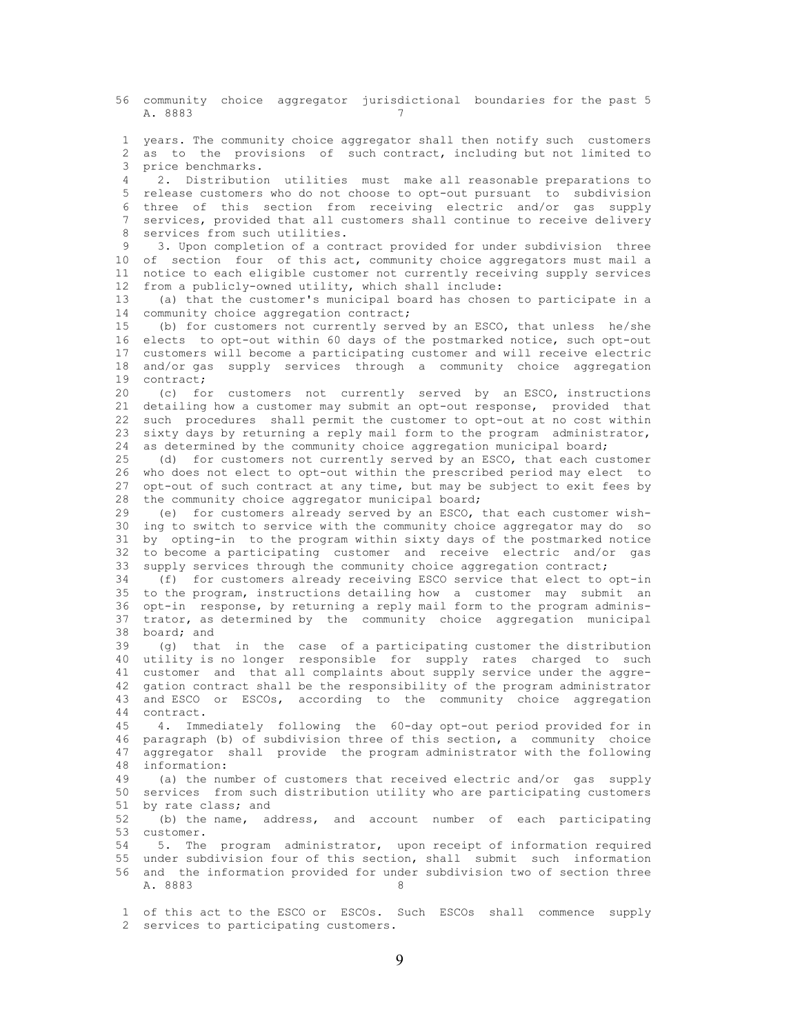community choice aggregator jurisdictional boundaries for the past 5 years. The community choice aggregator shall then notify such customers as to the provisions of such contract, including but not limited to price benchmarks.

2. Distribution utilities must make all reasonable preparations to release customers who do not choose to opt-out pursuant to subdivision three of this section from receiving electric and/or gas supply services, provided that all customers shall continue to receive delivery services from such utilities.

3. Upon completion of a contract provided for under subdivision three of section four of this act, community choice aggregators must mail a notice to each eligible customer not currently receiving supply services from a publicly-owned utility, which shall include:

(a) that the customer's municipal board has chosen to participate in a community choice aggregation contract;

(b) for customers not currently served by an ESCO, that unless he/she elects to opt-out within 60 days of the postmarked notice, such opt-out customers will become a participating customer and will receive electric and/or gas supply services through a community choice aggregation contract;

(c) for customers not currently served by an ESCO, instructions detailing how a customer may submit an opt-out response, provided that such procedures shall permit the customer to opt-out at no cost within sixty days by returning a reply mail form to the program administrator, as determined by the community choice aggregation municipal board;

(d) for customers not currently served by an ESCO, that each customer who does not elect to opt-out within the prescribed period may elect to opt-out of such contract at any time, but may be subject to exit fees by the community choice aggregator municipal board;

(e) for customers already served by an ESCO, that each customer wishing to switch to service with the community choice aggregator may do so by opting-in to the program within sixty days of the postmarked notice to become a participating customer and receive electric and/or gas supply services through the community choice aggregation contract;

(f) for customers already receiving ESCO service that elect to opt-in to the program, instructions detailing how a customer may submit an opt-in response, by returning a reply mail form to the program administrator, as determined by the community choice aggregation municipal board; and

(g) that in the case of a participating customer the distribution utility is no longer responsible for supply rates charged to such customer and that all complaints about supply service under the aggregation contract shall be the responsibility of the program administrator and ESCO or ESCOs, according to the community choice aggregation contract.

4. Immediately following the 60-day opt-out period provided for in paragraph (b) of subdivision three of this section, a community choice aggregator shall provide the program administrator with the following information:

(a) the number of customers that received electric and/or gas supply services from such distribution utility who are participating customers by rate class; and

(b) the name, address, and account number of each participating customer.

5. The program administrator, upon receipt of information required under subdivision four of this section, shall submit such information and the information provided for under subdivision two of section three of this act to the ESCO or ESCOs. Such ESCOs shall commence supply services to participating customers.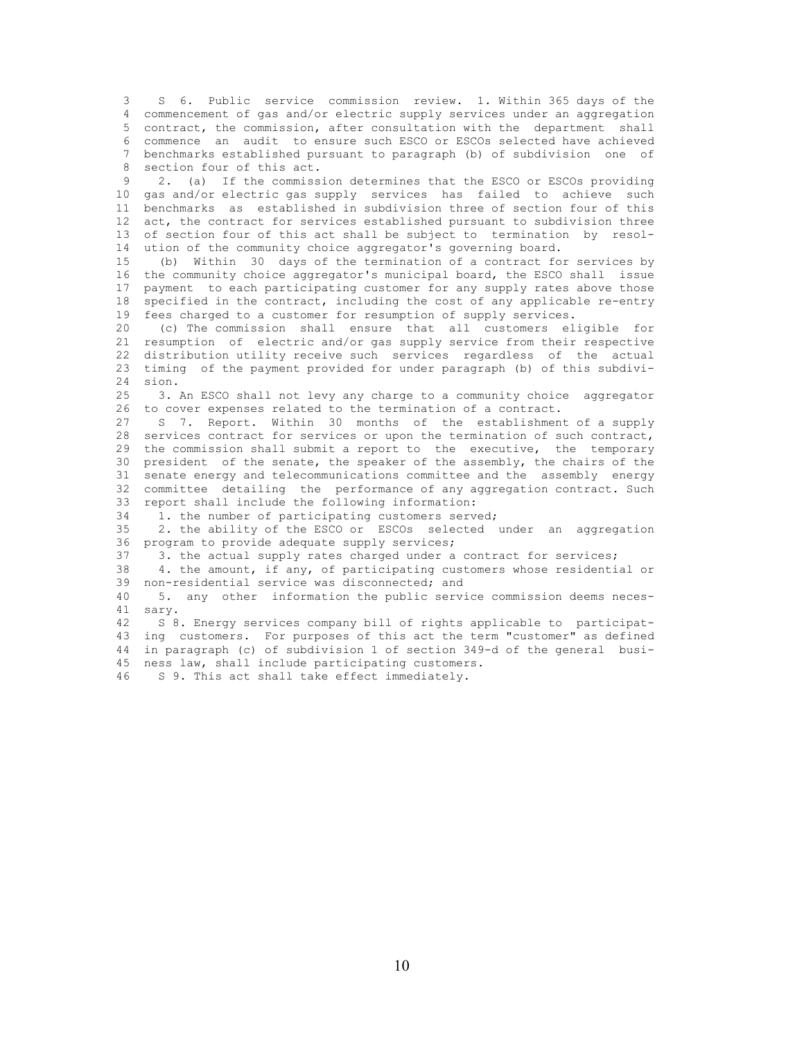S 6. Public service commission review. 1. Within 365 days of the commencement of gas and/or electric supply services under an aggregation contract, the commission, after consultation with the department shall commence an audit to ensure such ESCO or ESCOs selected have achieved benchmarks established pursuant to paragraph (b) of subdivision one of section four of this act.

2. (a) If the commission determines that the ESCO or ESCOs providing gas and/or electric gas supply services has failed to achieve such benchmarks as established in subdivision three of section four of this act, the contract for services established pursuant to subdivision three of section four of this act shall be subject to termination by resolution of the community choice aggregator's governing board.

(b) Within 30 days of the termination of a contract for services by the community choice aggregator's municipal board, the ESCO shall issue payment to each participating customer for any supply rates above those specified in the contract, including the cost of any applicable re-entry fees charged to a customer for resumption of supply services.

(c) The commission shall ensure that all customers eligible for resumption of electric and/or gas supply service from their respective distribution utility receive such services regardless of the actual timing of the payment provided for under paragraph (b) of this subdivision.

3. An ESCO shall not levy any charge to a community choice aggregator to cover expenses related to the termination of a contract.

S 7. Report. Within 30 months of the establishment of a supply services contract for services or upon the termination of such contract, the commission shall submit a report to the executive, the temporary president of the senate, the speaker of the assembly, the chairs of the senate energy and telecommunications committee and the assembly energy committee detailing the performance of any aggregation contract. Such report shall include the following information:

1. the number of participating customers served;

2. the ability of the ESCO or ESCOs selected under an aggregation program to provide adequate supply services;

3. the actual supply rates charged under a contract for services;

4. the amount, if any, of participating customers whose residential or non-residential service was disconnected; and

5. any other information the public service commission deems necessary.

S 8. Energy services company bill of rights applicable to participating customers. For purposes of this act the term "customer" as defined in paragraph (c) of subdivision 1 of section 349-d of the general business law, shall include participating customers.

S 9. This act shall take effect immediately.